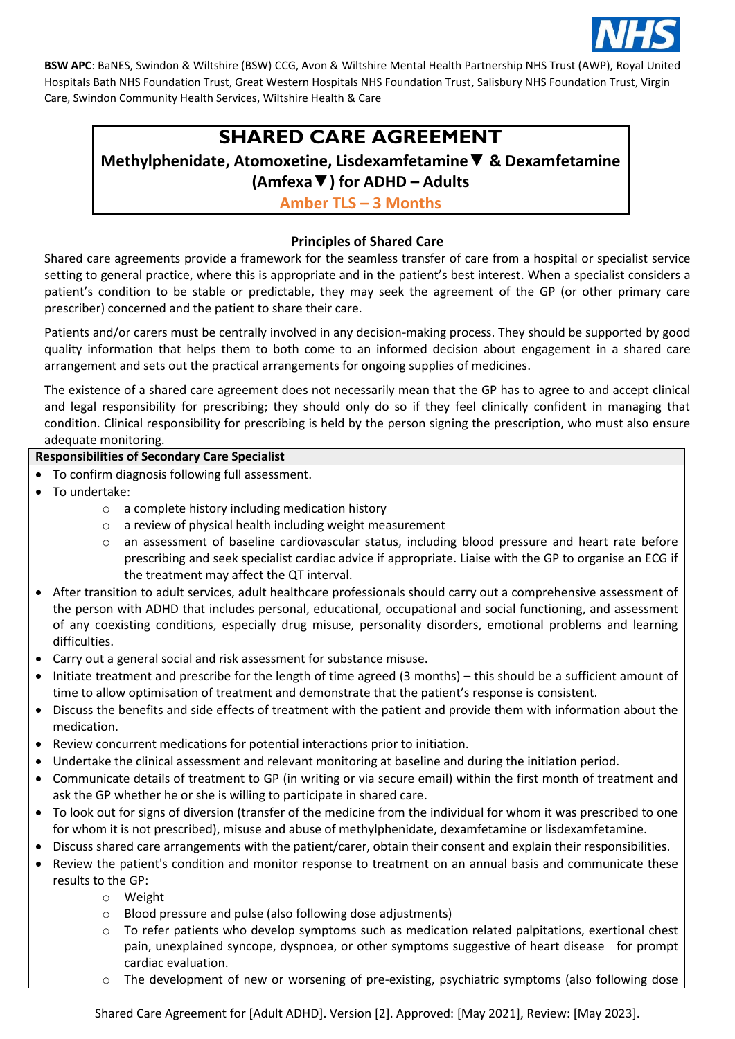**BSW APC**: BaNES, Swindon & Wiltshire (BSW) CCG, Avon & Wiltshire Mental Health Partnership NHS Trust (AWP), Royal United Hospitals Bath NHS Foundation Trust, Great Western Hospitals NHS Foundation Trust, Salisbury NHS Foundation Trust, Virgin Care, Swindon Community Health Services, Wiltshire Health & Care

# SHARED CARE AGREEMENT

## Methylphenidate, Atomoxetine, Lisdexamfetamine▼ & Dexamfetamine (Amfexa▼) for ADHD – Adults

**Amber TLS – 3 Months**

### Principles of Shared Care

Shared care agreements provide a framework for the seamless transfer of care from a hospital or specialist service setting to general practice, where this is appropriate and in the patient's best interest. When a specialist considers a patient's condition to be stable or predictable, they may seek the agreement of the GP (or other primary care prescriber) concerned and the patient to share their care.

Patients and/or carers must be centrally involved in any decision-making process. They should be supported by good quality information that helps them to both come to an informed decision about engagement in a shared care arrangement and sets out the practical arrangements for ongoing supplies of medicines.

The existence of a shared care agreement does not necessarily mean that the GP has to agree to and accept clinical and legal responsibility for prescribing; they should only do so if they feel clinically confident in managing that condition. Clinical responsibility for prescribing is held by the person signing the prescription, who must also ensure adequate monitoring.

**Responsibilities of Secondary Care Specialist**

- To confirm diagnosis following full assessment.
- To undertake:
  - a complete history including medication history
  - a review of physical health including weight measurement
  - an assessment of baseline cardiovascular status, including blood pressure and heart rate before prescribing and seek specialist cardiac advice if appropriate. Liaise with the GP to organise an ECG if the treatment may affect the QT interval.
- After transition to adult services, adult healthcare professionals should carry out a comprehensive assessment of the person with ADHD that includes personal, educational, occupational and social functioning, and assessment of any coexisting conditions, especially drug misuse, personality disorders, emotional problems and learning difficulties.
- Carry out a general social and risk assessment for substance misuse.
- Initiate treatment and prescribe for the length of time agreed (3 months) – this should be a sufficient amount of time to allow optimisation of treatment and demonstrate that the patient's response is consistent.
- Discuss the benefits and side effects of treatment with the patient and provide them with information about the medication.
- Review concurrent medications for potential interactions prior to initiation.
- Undertake the clinical assessment and relevant monitoring at baseline and during the initiation period.
- Communicate details of treatment to GP (in writing or via secure email) within the first month of treatment and ask the GP whether he or she is willing to participate in shared care.
- To look out for signs of diversion (transfer of the medicine from the individual for whom it was prescribed to one for whom it is not prescribed), misuse and abuse of methylphenidate, dexamfetamine or lisdexamfetamine.
- Discuss shared care arrangements with the patient/carer, obtain their consent and explain their responsibilities.
- Review the patient's condition and monitor response to treatment on an annual basis and communicate these results to the GP:
  - Weight
  - Blood pressure and pulse (also following dose adjustments)
  - To refer patients who develop symptoms such as medication related palpitations, exertional chest pain, unexplained syncope, dyspnoea, or other symptoms suggestive of heart disease for prompt cardiac evaluation.
  - The development of new or worsening of pre-existing, psychiatric symptoms (also following dose

Shared Care Agreement for [Adult ADHD]. Version [2]. Approved: [May 2021], Review: [May 2023].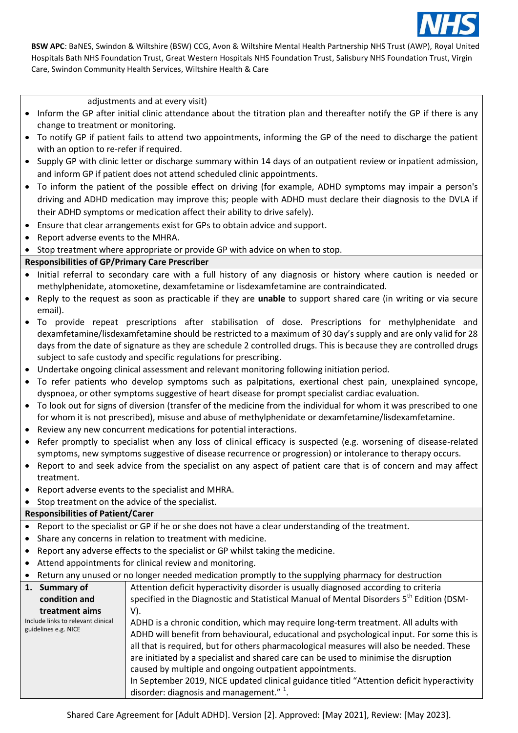**BSW APC**: BaNES, Swindon & Wiltshire (BSW) CCG, Avon & Wiltshire Mental Health Partnership NHS Trust (AWP), Royal United Hospitals Bath NHS Foundation Trust, Great Western Hospitals NHS Foundation Trust, Salisbury NHS Foundation Trust, Virgin Care, Swindon Community Health Services, Wiltshire Health & Care

adjustments and at every visit)

- Inform the GP after initial clinic attendance about the titration plan and thereafter notify the GP if there is any change to treatment or monitoring.
- To notify GP if patient fails to attend two appointments, informing the GP of the need to discharge the patient with an option to re-refer if required.
- Supply GP with clinic letter or discharge summary within 14 days of an outpatient review or inpatient admission, and inform GP if patient does not attend scheduled clinic appointments.
- To inform the patient of the possible effect on driving (for example, ADHD symptoms may impair a person's driving and ADHD medication may improve this; people with ADHD must declare their diagnosis to the DVLA if their ADHD symptoms or medication affect their ability to drive safely).
- Ensure that clear arrangements exist for GPs to obtain advice and support.
- Report adverse events to the MHRA.
- Stop treatment where appropriate or provide GP with advice on when to stop.

**Responsibilities of GP/Primary Care Prescriber**

- Initial referral to secondary care with a full history of any diagnosis or history where caution is needed or methylphenidate, atomoxetine, dexamfetamine or lisdexamfetamine are contraindicated.
- Reply to the request as soon as practicable if they are **unable** to support shared care (in writing or via secure email).
- To provide repeat prescriptions after stabilisation of dose. Prescriptions for methylphenidate and dexamfetamine/lisdexamfetamine should be restricted to a maximum of 30 day's supply and are only valid for 28 days from the date of signature as they are schedule 2 controlled drugs. This is because they are controlled drugs subject to safe custody and specific regulations for prescribing.
- Undertake ongoing clinical assessment and relevant monitoring following initiation period.
- To refer patients who develop symptoms such as palpitations, exertional chest pain, unexplained syncope, dyspnoea, or other symptoms suggestive of heart disease for prompt specialist cardiac evaluation.
- To look out for signs of diversion (transfer of the medicine from the individual for whom it was prescribed to one for whom it is not prescribed), misuse and abuse of methylphenidate or dexamfetamine/lisdexamfetamine.
- Review any new concurrent medications for potential interactions.
- Refer promptly to specialist when any loss of clinical efficacy is suspected (e.g. worsening of disease-related symptoms, new symptoms suggestive of disease recurrence or progression) or intolerance to therapy occurs.
- Report to and seek advice from the specialist on any aspect of patient care that is of concern and may affect treatment.
- Report adverse events to the specialist and MHRA.
- Stop treatment on the advice of the specialist.

**Responsibilities of Patient/Carer**

- Report to the specialist or GP if he or she does not have a clear understanding of the treatment.
- Share any concerns in relation to treatment with medicine.
- Report any adverse effects to the specialist or GP whilst taking the medicine.
- Attend appointments for clinical review and monitoring.
- Return any unused or no longer needed medication promptly to the supplying pharmacy for destruction

| | |
|---|---|
| **1. Summary of condition and treatment aims**<br>Include links to relevant clinical guidelines e.g. NICE | Attention deficit hyperactivity disorder is usually diagnosed according to criteria specified in the Diagnostic and Statistical Manual of Mental Disorders 5th Edition (DSM-V).<br>ADHD is a chronic condition, which may require long-term treatment. All adults with ADHD will benefit from behavioural, educational and psychological input. For some this is all that is required, but for others pharmacological measures will also be needed. These are initiated by a specialist and shared care can be used to minimise the disruption caused by multiple and ongoing outpatient appointments.<br>In September 2019, NICE updated clinical guidance titled "Attention deficit hyperactivity disorder: diagnosis and management." [1]. |

Shared Care Agreement for [Adult ADHD]. Version [2]. Approved: [May 2021], Review: [May 2023].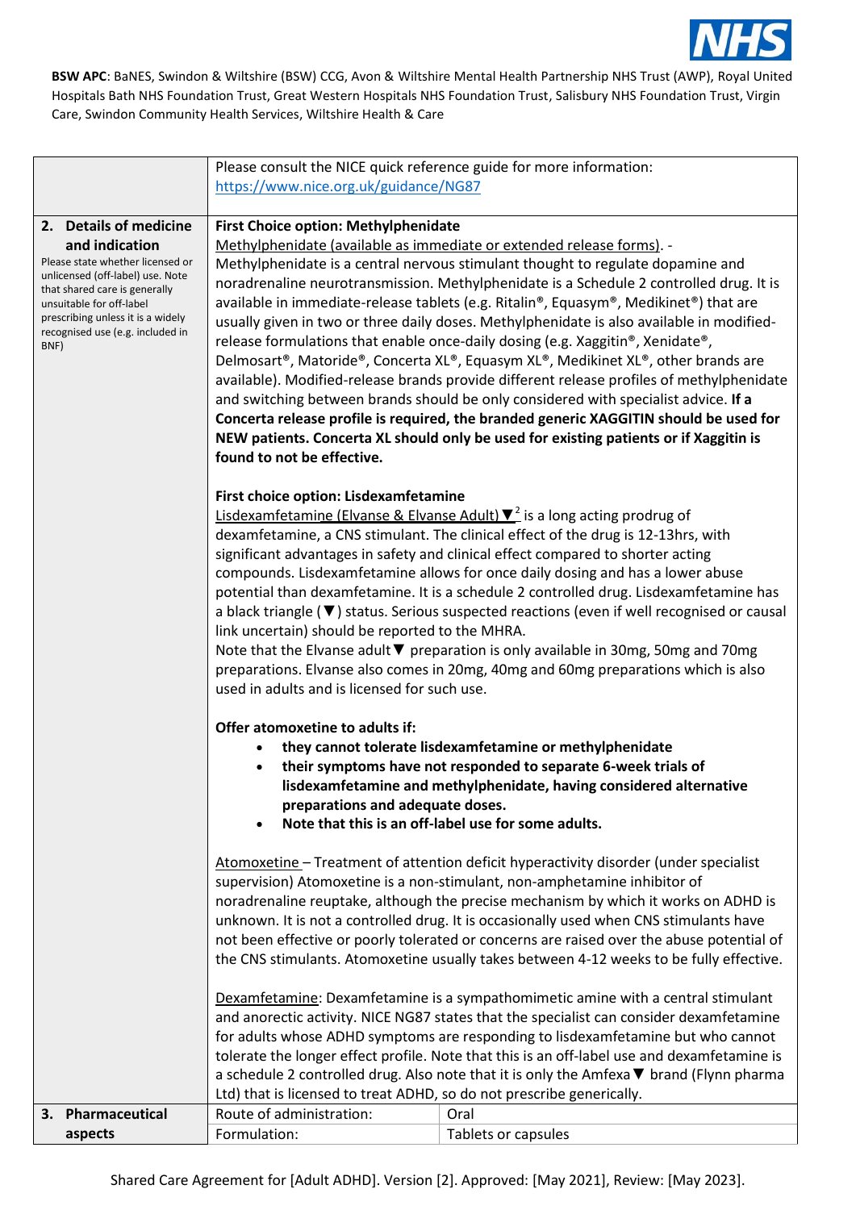BSW APC: BaNES, Swindon & Wiltshire (BSW) CCG, Avon & Wiltshire Mental Health Partnership NHS Trust (AWP), Royal United Hospitals Bath NHS Foundation Trust, Great Western Hospitals NHS Foundation Trust, Salisbury NHS Foundation Trust, Virgin Care, Swindon Community Health Services, Wiltshire Health & Care

| | | |
|---|---|---|
| | Please consult the NICE quick reference guide for more information: https://www.nice.org.uk/guidance/NG87 | |
| **2. Details of medicine and indication**<br>Please state whether licensed or unlicensed (off-label) use. Note that shared care is generally unsuitable for off-label prescribing unless it is a widely recognised use (e.g. included in BNF) | **First Choice option: Methylphenidate**<br>Methylphenidate (available as immediate or extended release forms). - Methylphenidate is a central nervous stimulant thought to regulate dopamine and noradrenaline neurotransmission. Methylphenidate is a Schedule 2 controlled drug. It is available in immediate-release tablets (e.g. Ritalin®, Equasym®, Medikinet®) that are usually given in two or three daily doses. Methylphenidate is also available in modified-release formulations that enable once-daily dosing (e.g. Xaggitin®, Xenidate®, Delmosart®, Matoride®, Concerta XL®, Equasym XL®, Medikinet XL®, other brands are available). Modified-release brands provide different release profiles of methylphenidate and switching between brands should be only considered with specialist advice. **If a Concerta release profile is required, the branded generic XAGGITIN should be used for NEW patients. Concerta XL should only be used for existing patients or if Xaggitin is found to not be effective.**<br><br>**First choice option: Lisdexamfetamine**<br>Lisdexamfetamine (Elvanse & Elvanse Adult) ▼[2] is a long acting prodrug of dexamfetamine, a CNS stimulant. The clinical effect of the drug is 12-13hrs, with significant advantages in safety and clinical effect compared to shorter acting compounds. Lisdexamfetamine allows for once daily dosing and has a lower abuse potential than dexamfetamine. It is a schedule 2 controlled drug. Lisdexamfetamine has a black triangle (▼) status. Serious suspected reactions (even if well recognised or causal link uncertain) should be reported to the MHRA.<br>Note that the Elvanse adult▼ preparation is only available in 30mg, 50mg and 70mg preparations. Elvanse also comes in 20mg, 40mg and 60mg preparations which is also used in adults and is licensed for such use.<br><br>**Offer atomoxetine to adults if:**<br>• **they cannot tolerate lisdexamfetamine or methylphenidate**<br>• **their symptoms have not responded to separate 6-week trials of lisdexamfetamine and methylphenidate, having considered alternative preparations and adequate doses.**<br>• **Note that this is an off-label use for some adults.**<br><br>Atomoxetine – Treatment of attention deficit hyperactivity disorder (under specialist supervision) Atomoxetine is a non-stimulant, non-amphetamine inhibitor of noradrenaline reuptake, although the precise mechanism by which it works on ADHD is unknown. It is not a controlled drug. It is occasionally used when CNS stimulants have not been effective or poorly tolerated or concerns are raised over the abuse potential of the CNS stimulants. Atomoxetine usually takes between 4-12 weeks to be fully effective.<br><br>Dexamfetamine: Dexamfetamine is a sympathomimetic amine with a central stimulant and anorectic activity. NICE NG87 states that the specialist can consider dexamfetamine for adults whose ADHD symptoms are responding to lisdexamfetamine but who cannot tolerate the longer effect profile. Note that this is an off-label use and dexamfetamine is a schedule 2 controlled drug. Also note that it is only the Amfexa▼ brand (Flynn pharma Ltd) that is licensed to treat ADHD, so do not prescribe generically. | |
| **3. Pharmaceutical aspects** | Route of administration: | Oral |
| | Formulation: | Tablets or capsules |

Shared Care Agreement for [Adult ADHD]. Version [2]. Approved: [May 2021], Review: [May 2023].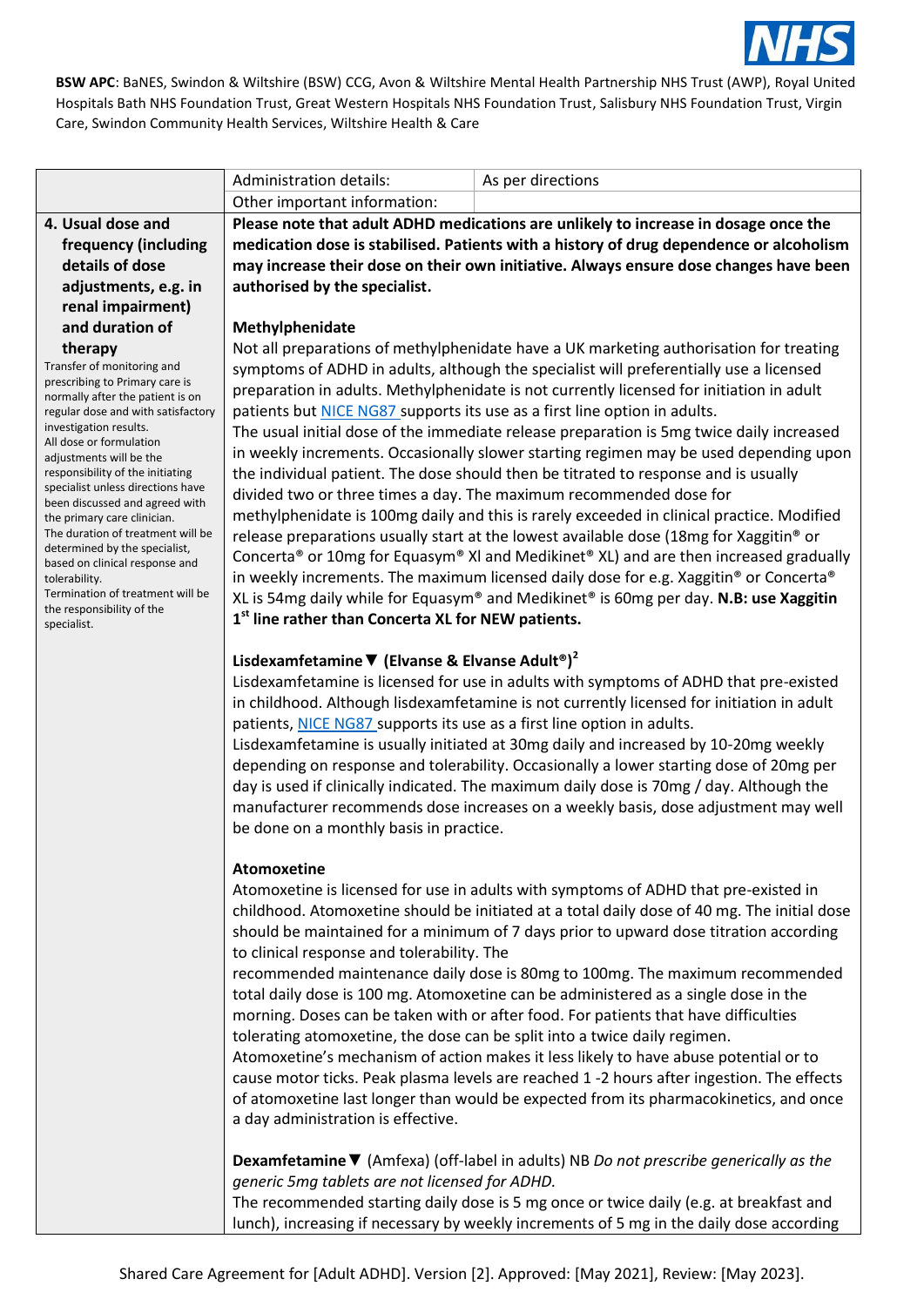**BSW APC**: BaNES, Swindon & Wiltshire (BSW) CCG, Avon & Wiltshire Mental Health Partnership NHS Trust (AWP), Royal United Hospitals Bath NHS Foundation Trust, Great Western Hospitals NHS Foundation Trust, Salisbury NHS Foundation Trust, Virgin Care, Swindon Community Health Services, Wiltshire Health & Care

| | | |
|---|---|---|
| | Administration details: | As per directions |
| | Other important information: | |
| **4. Usual dose and frequency (including details of dose adjustments, e.g. in renal impairment) and duration of therapy**<br>Transfer of monitoring and prescribing to Primary care is normally after the patient is on regular dose and with satisfactory investigation results.<br>All dose or formulation adjustments will be the responsibility of the initiating specialist unless directions have been discussed and agreed with the primary care clinician.<br>The duration of treatment will be determined by the specialist, based on clinical response and tolerability.<br>Termination of treatment will be the responsibility of the specialist. | **Please note that adult ADHD medications are unlikely to increase in dosage once the medication dose is stabilised. Patients with a history of drug dependence or alcoholism may increase their dose on their own initiative. Always ensure dose changes have been authorised by the specialist.**<br><br>**Methylphenidate**<br>Not all preparations of methylphenidate have a UK marketing authorisation for treating symptoms of ADHD in adults, although the specialist will preferentially use a licensed preparation in adults. Methylphenidate is not currently licensed for initiation in adult patients but NICE NG87 supports its use as a first line option in adults.<br>The usual initial dose of the immediate release preparation is 5mg twice daily increased in weekly increments. Occasionally slower starting regimen may be used depending upon the individual patient. The dose should then be titrated to response and is usually divided two or three times a day. The maximum recommended dose for methylphenidate is 100mg daily and this is rarely exceeded in clinical practice. Modified release preparations usually start at the lowest available dose (18mg for Xaggitin® or Concerta® or 10mg for Equasym® Xl and Medikinet® XL) and are then increased gradually in weekly increments. The maximum licensed daily dose for e.g. Xaggitin® or Concerta® XL is 54mg daily while for Equasym® and Medikinet® is 60mg per day. **N.B: use Xaggitin 1st line rather than Concerta XL for NEW patients.**<br><br>**Lisdexamfetamine ▼ (Elvanse & Elvanse Adult®)[2]**<br>Lisdexamfetamine is licensed for use in adults with symptoms of ADHD that pre-existed in childhood. Although lisdexamfetamine is not currently licensed for initiation in adult patients, NICE NG87 supports its use as a first line option in adults.<br>Lisdexamfetamine is usually initiated at 30mg daily and increased by 10-20mg weekly depending on response and tolerability. Occasionally a lower starting dose of 20mg per day is used if clinically indicated. The maximum daily dose is 70mg / day. Although the manufacturer recommends dose increases on a weekly basis, dose adjustment may well be done on a monthly basis in practice.<br><br>**Atomoxetine**<br>Atomoxetine is licensed for use in adults with symptoms of ADHD that pre-existed in childhood. Atomoxetine should be initiated at a total daily dose of 40 mg. The initial dose should be maintained for a minimum of 7 days prior to upward dose titration according to clinical response and tolerability. The recommended maintenance daily dose is 80mg to 100mg. The maximum recommended total daily dose is 100 mg. Atomoxetine can be administered as a single dose in the morning. Doses can be taken with or after food. For patients that have difficulties tolerating atomoxetine, the dose can be split into a twice daily regimen.<br>Atomoxetine's mechanism of action makes it less likely to have abuse potential or to cause motor ticks. Peak plasma levels are reached 1 -2 hours after ingestion. The effects of atomoxetine last longer than would be expected from its pharmacokinetics, and once a day administration is effective.<br><br>**Dexamfetamine ▼** (Amfexa) (off-label in adults) NB *Do not prescribe generically as the generic 5mg tablets are not licensed for ADHD.*<br>The recommended starting daily dose is 5 mg once or twice daily (e.g. at breakfast and lunch), increasing if necessary by weekly increments of 5 mg in the daily dose according | |

Shared Care Agreement for [Adult ADHD]. Version [2]. Approved: [May 2021], Review: [May 2023].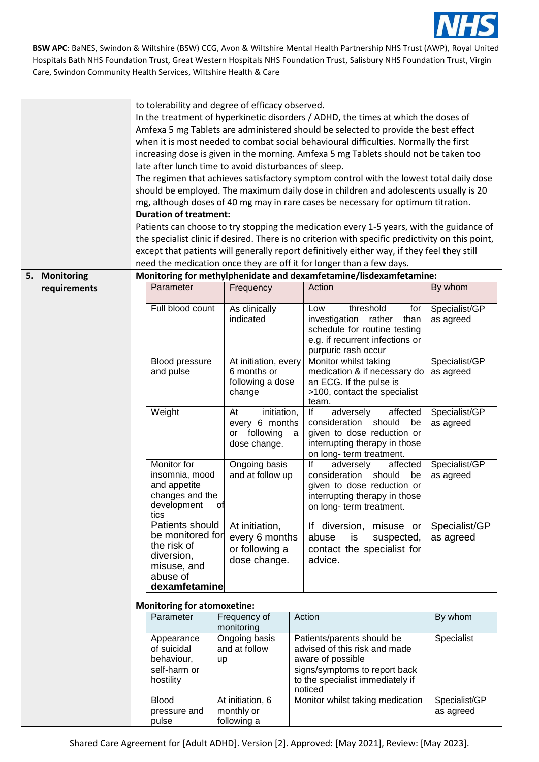to tolerability and degree of efficacy observed.

In the treatment of hyperkinetic disorders / ADHD, the times at which the doses of Amfexa 5 mg Tablets are administered should be selected to provide the best effect when it is most needed to combat social behavioural difficulties. Normally the first increasing dose is given in the morning. Amfexa 5 mg Tablets should not be taken too late after lunch time to avoid disturbances of sleep.

The regimen that achieves satisfactory symptom control with the lowest total daily dose should be employed. The maximum daily dose in children and adolescents usually is 20 mg, although doses of 40 mg may in rare cases be necessary for optimum titration.

**Duration of treatment:**

Patients can choose to try stopping the medication every 1-5 years, with the guidance of the specialist clinic if desired. There is no criterion with specific predictivity on this point, except that patients will generally report definitively either way, if they feel they still need the medication once they are off it for longer than a few days.

## 5. Monitoring requirements

**Monitoring for methylphenidate and dexamfetamine/lisdexamfetamine:**

| Parameter | Frequency | Action | By whom |
|---|---|---|---|
| Full blood count | As clinically indicated | Low threshold for investigation rather than schedule for routine testing e.g. if recurrent infections or purpuric rash occur | Specialist/GP as agreed |
| Blood pressure and pulse | At initiation, every 6 months or following a dose change | Monitor whilst taking medication & if necessary do an ECG. If the pulse is >100, contact the specialist team. | Specialist/GP as agreed |
| Weight | At initiation, every 6 months or following a dose change. | If adversely affected consideration should be given to dose reduction or interrupting therapy in those on long- term treatment. | Specialist/GP as agreed |
| Monitor for insomnia, mood and appetite changes and the development of tics | Ongoing basis and at follow up | If adversely affected consideration should be given to dose reduction or interrupting therapy in those on long- term treatment. | Specialist/GP as agreed |
| Patients should be monitored for the risk of diversion, misuse, and abuse of **dexamfetamine** | At initiation, every 6 months or following a dose change. | If diversion, misuse or abuse is suspected, contact the specialist for advice. | Specialist/GP as agreed |

**Monitoring for atomoxetine:**

| Parameter | Frequency of monitoring | Action | By whom |
|---|---|---|---|
| Appearance of suicidal behaviour, self-harm or hostility | Ongoing basis and at follow up | Patients/parents should be advised of this risk and made aware of possible signs/symptoms to report back to the specialist immediately if noticed | Specialist |
| Blood pressure and pulse | At initiation, 6 monthly or following a | Monitor whilst taking medication | Specialist/GP as agreed |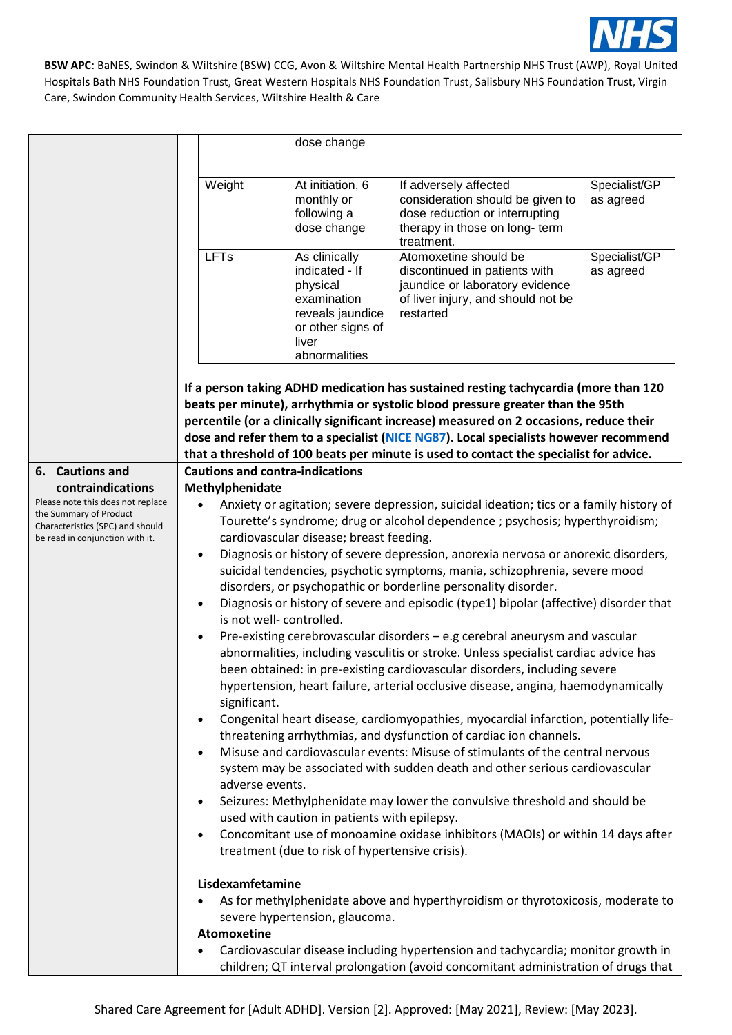| | | | |
|---|---|---|---|
| | dose change | | |
| Weight | At initiation, 6 monthly or following a dose change | If adversely affected consideration should be given to dose reduction or interrupting therapy in those on long- term treatment. | Specialist/GP as agreed |
| LFTs | As clinically indicated - If physical examination reveals jaundice or other signs of liver abnormalities | Atomoxetine should be discontinued in patients with jaundice or laboratory evidence of liver injury, and should not be restarted | Specialist/GP as agreed |

**If a person taking ADHD medication has sustained resting tachycardia (more than 120 beats per minute), arrhythmia or systolic blood pressure greater than the 95th percentile (or a clinically significant increase) measured on 2 occasions, reduce their dose and refer them to a specialist ([NICE NG87](NICE NG87)). Local specialists however recommend that a threshold of 100 beats per minute is used to contact the specialist for advice.**

## 6. Cautions and contraindications

Please note this does not replace the Summary of Product Characteristics (SPC) and should be read in conjunction with it.

**Cautions and contra-indications**

**Methylphenidate**

- Anxiety or agitation; severe depression, suicidal ideation; tics or a family history of Tourette's syndrome; drug or alcohol dependence ; psychosis; hyperthyroidism; cardiovascular disease; breast feeding.
- Diagnosis or history of severe depression, anorexia nervosa or anorexic disorders, suicidal tendencies, psychotic symptoms, mania, schizophrenia, severe mood disorders, or psychopathic or borderline personality disorder.
- Diagnosis or history of severe and episodic (type1) bipolar (affective) disorder that is not well- controlled.
- Pre-existing cerebrovascular disorders – e.g cerebral aneurysm and vascular abnormalities, including vasculitis or stroke. Unless specialist cardiac advice has been obtained: in pre-existing cardiovascular disorders, including severe hypertension, heart failure, arterial occlusive disease, angina, haemodynamically significant.
- Congenital heart disease, cardiomyopathies, myocardial infarction, potentially life-threatening arrhythmias, and dysfunction of cardiac ion channels.
- Misuse and cardiovascular events: Misuse of stimulants of the central nervous system may be associated with sudden death and other serious cardiovascular adverse events.
- Seizures: Methylphenidate may lower the convulsive threshold and should be used with caution in patients with epilepsy.
- Concomitant use of monoamine oxidase inhibitors (MAOIs) or within 14 days after treatment (due to risk of hypertensive crisis).

**Lisdexamfetamine**

- As for methylphenidate above and hyperthyroidism or thyrotoxicosis, moderate to severe hypertension, glaucoma.

**Atomoxetine**

- Cardiovascular disease including hypertension and tachycardia; monitor growth in children; QT interval prolongation (avoid concomitant administration of drugs that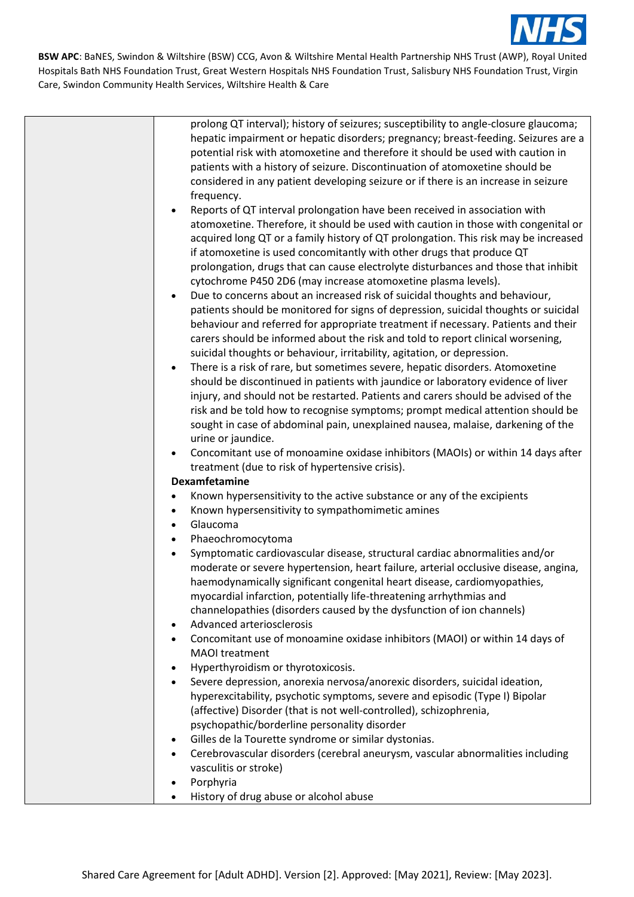| | |
|---|---|
| | prolong QT interval); history of seizures; susceptibility to angle-closure glaucoma; hepatic impairment or hepatic disorders; pregnancy; breast-feeding. Seizures are a potential risk with atomoxetine and therefore it should be used with caution in patients with a history of seizure. Discontinuation of atomoxetine should be considered in any patient developing seizure or if there is an increase in seizure frequency.<br>• Reports of QT interval prolongation have been received in association with atomoxetine. Therefore, it should be used with caution in those with congenital or acquired long QT or a family history of QT prolongation. This risk may be increased if atomoxetine is used concomitantly with other drugs that produce QT prolongation, drugs that can cause electrolyte disturbances and those that inhibit cytochrome P450 2D6 (may increase atomoxetine plasma levels).<br>• Due to concerns about an increased risk of suicidal thoughts and behaviour, patients should be monitored for signs of depression, suicidal thoughts or suicidal behaviour and referred for appropriate treatment if necessary. Patients and their carers should be informed about the risk and told to report clinical worsening, suicidal thoughts or behaviour, irritability, agitation, or depression.<br>• There is a risk of rare, but sometimes severe, hepatic disorders. Atomoxetine should be discontinued in patients with jaundice or laboratory evidence of liver injury, and should not be restarted. Patients and carers should be advised of the risk and be told how to recognise symptoms; prompt medical attention should be sought in case of abdominal pain, unexplained nausea, malaise, darkening of the urine or jaundice.<br>• Concomitant use of monoamine oxidase inhibitors (MAOIs) or within 14 days after treatment (due to risk of hypertensive crisis).<br>**Dexamfetamine**<br>• Known hypersensitivity to the active substance or any of the excipients<br>• Known hypersensitivity to sympathomimetic amines<br>• Glaucoma<br>• Phaeochromocytoma<br>• Symptomatic cardiovascular disease, structural cardiac abnormalities and/or moderate or severe hypertension, heart failure, arterial occlusive disease, angina, haemodynamically significant congenital heart disease, cardiomyopathies, myocardial infarction, potentially life-threatening arrhythmias and channelopathies (disorders caused by the dysfunction of ion channels)<br>• Advanced arteriosclerosis<br>• Concomitant use of monoamine oxidase inhibitors (MAOI) or within 14 days of MAOI treatment<br>• Hyperthyroidism or thyrotoxicosis.<br>• Severe depression, anorexia nervosa/anorexic disorders, suicidal ideation, hyperexcitability, psychotic symptoms, severe and episodic (Type I) Bipolar (affective) Disorder (that is not well-controlled), schizophrenia, psychopathic/borderline personality disorder<br>• Gilles de la Tourette syndrome or similar dystonias.<br>• Cerebrovascular disorders (cerebral aneurysm, vascular abnormalities including vasculitis or stroke)<br>• Porphyria<br>• History of drug abuse or alcohol abuse |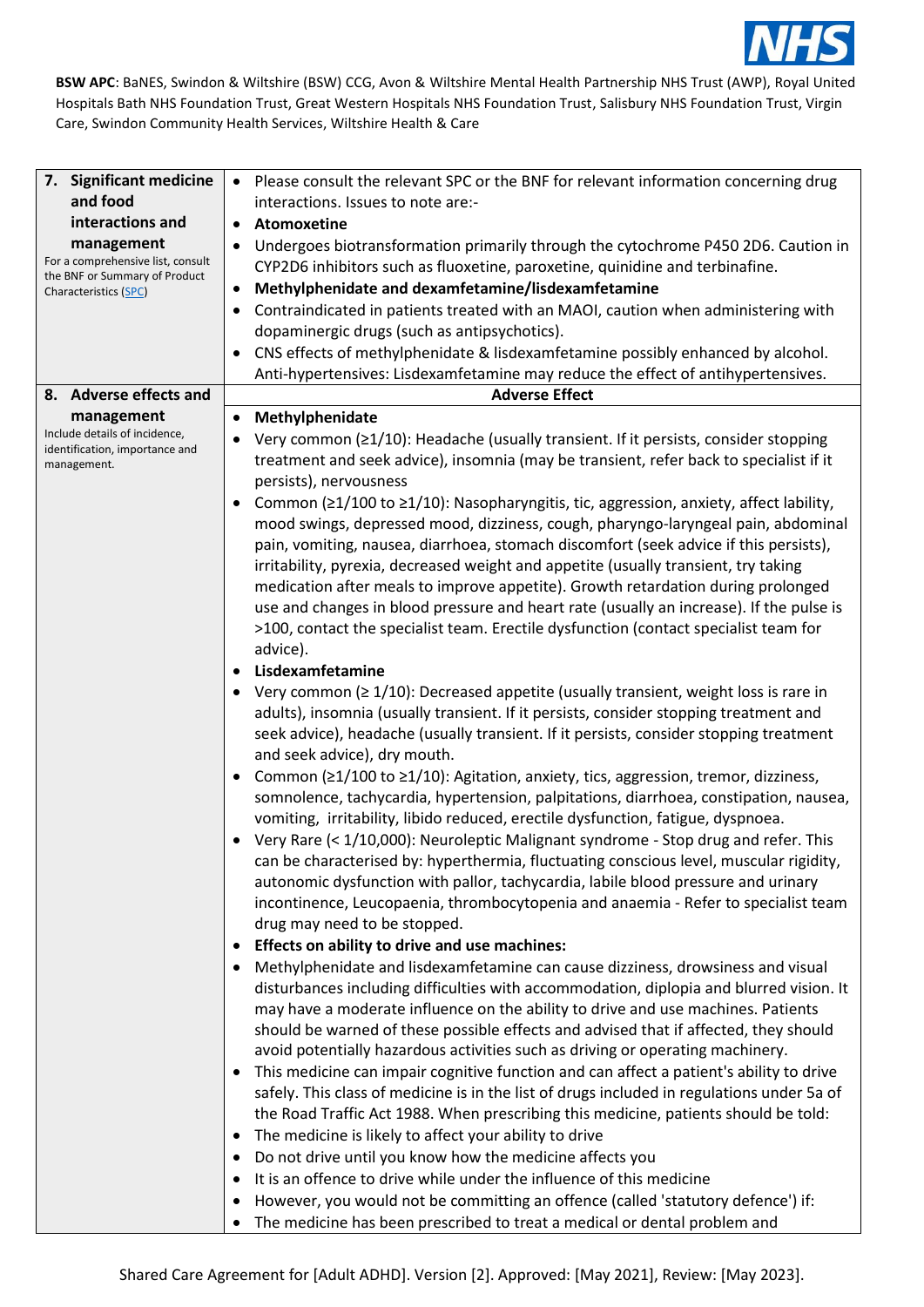**BSW APC**: BaNES, Swindon & Wiltshire (BSW) CCG, Avon & Wiltshire Mental Health Partnership NHS Trust (AWP), Royal United Hospitals Bath NHS Foundation Trust, Great Western Hospitals NHS Foundation Trust, Salisbury NHS Foundation Trust, Virgin Care, Swindon Community Health Services, Wiltshire Health & Care

| | |
|---|---|
| **7. Significant medicine and food interactions and management**<br>For a comprehensive list, consult the BNF or Summary of Product Characteristics (SPC) | • Please consult the relevant SPC or the BNF for relevant information concerning drug interactions. Issues to note are:-<br>• **Atomoxetine**<br>• Undergoes biotransformation primarily through the cytochrome P450 2D6. Caution in CYP2D6 inhibitors such as fluoxetine, paroxetine, quinidine and terbinafine.<br>• **Methylphenidate and dexamfetamine/lisdexamfetamine**<br>• Contraindicated in patients treated with an MAOI, caution when administering with dopaminergic drugs (such as antipsychotics).<br>• CNS effects of methylphenidate & lisdexamfetamine possibly enhanced by alcohol. Anti-hypertensives: Lisdexamfetamine may reduce the effect of antihypertensives. |
| **8. Adverse effects and management**<br>Include details of incidence, identification, importance and management. | **Adverse Effect**<br>• **Methylphenidate**<br>• Very common (≥1/10): Headache (usually transient. If it persists, consider stopping treatment and seek advice), insomnia (may be transient, refer back to specialist if it persists), nervousness<br>• Common (≥1/100 to ≥1/10): Nasopharyngitis, tic, aggression, anxiety, affect lability, mood swings, depressed mood, dizziness, cough, pharyngo-laryngeal pain, abdominal pain, vomiting, nausea, diarrhoea, stomach discomfort (seek advice if this persists), irritability, pyrexia, decreased weight and appetite (usually transient, try taking medication after meals to improve appetite). Growth retardation during prolonged use and changes in blood pressure and heart rate (usually an increase). If the pulse is >100, contact the specialist team. Erectile dysfunction (contact specialist team for advice).<br>• **Lisdexamfetamine**<br>• Very common (≥ 1/10): Decreased appetite (usually transient, weight loss is rare in adults), insomnia (usually transient. If it persists, consider stopping treatment and seek advice), headache (usually transient. If it persists, consider stopping treatment and seek advice), dry mouth.<br>• Common (≥1/100 to ≥1/10): Agitation, anxiety, tics, aggression, tremor, dizziness, somnolence, tachycardia, hypertension, palpitations, diarrhoea, constipation, nausea, vomiting, irritability, libido reduced, erectile dysfunction, fatigue, dyspnoea.<br>• Very Rare (< 1/10,000): Neuroleptic Malignant syndrome - Stop drug and refer. This can be characterised by: hyperthermia, fluctuating conscious level, muscular rigidity, autonomic dysfunction with pallor, tachycardia, labile blood pressure and urinary incontinence, Leucopaenia, thrombocytopenia and anaemia - Refer to specialist team drug may need to be stopped.<br>• **Effects on ability to drive and use machines:**<br>• Methylphenidate and lisdexamfetamine can cause dizziness, drowsiness and visual disturbances including difficulties with accommodation, diplopia and blurred vision. It may have a moderate influence on the ability to drive and use machines. Patients should be warned of these possible effects and advised that if affected, they should avoid potentially hazardous activities such as driving or operating machinery.<br>• This medicine can impair cognitive function and can affect a patient's ability to drive safely. This class of medicine is in the list of drugs included in regulations under 5a of the Road Traffic Act 1988. When prescribing this medicine, patients should be told:<br>• The medicine is likely to affect your ability to drive<br>• Do not drive until you know how the medicine affects you<br>• It is an offence to drive while under the influence of this medicine<br>• However, you would not be committing an offence (called 'statutory defence') if:<br>• The medicine has been prescribed to treat a medical or dental problem and |

Shared Care Agreement for [Adult ADHD]. Version [2]. Approved: [May 2021], Review: [May 2023].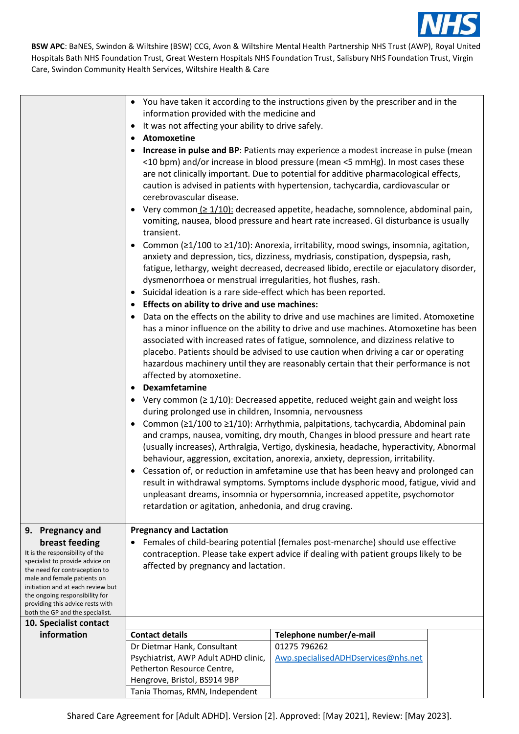| | |
|---|---|
| | • You have taken it according to the instructions given by the prescriber and in the information provided with the medicine and<br>• It was not affecting your ability to drive safely.<br>• **Atomoxetine**<br>• **Increase in pulse and BP**: Patients may experience a modest increase in pulse (mean <10 bpm) and/or increase in blood pressure (mean <5 mmHg). In most cases these are not clinically important. Due to potential for additive pharmacological effects, caution is advised in patients with hypertension, tachycardia, cardiovascular or cerebrovascular disease.<br>• Very common (≥ 1/10): decreased appetite, headache, somnolence, abdominal pain, vomiting, nausea, blood pressure and heart rate increased. GI disturbance is usually transient.<br>• Common (≥1/100 to ≥1/10): Anorexia, irritability, mood swings, insomnia, agitation, anxiety and depression, tics, dizziness, mydriasis, constipation, dyspepsia, rash, fatigue, lethargy, weight decreased, decreased libido, erectile or ejaculatory disorder, dysmenorrhoea or menstrual irregularities, hot flushes, rash.<br>• Suicidal ideation is a rare side-effect which has been reported.<br>• **Effects on ability to drive and use machines:**<br>• Data on the effects on the ability to drive and use machines are limited. Atomoxetine has a minor influence on the ability to drive and use machines. Atomoxetine has been associated with increased rates of fatigue, somnolence, and dizziness relative to placebo. Patients should be advised to use caution when driving a car or operating hazardous machinery until they are reasonably certain that their performance is not affected by atomoxetine.<br>• **Dexamfetamine**<br>• Very common (≥ 1/10): Decreased appetite, reduced weight gain and weight loss during prolonged use in children, Insomnia, nervousness<br>• Common (≥1/100 to ≥1/10): Arrhythmia, palpitations, tachycardia, Abdominal pain and cramps, nausea, vomiting, dry mouth, Changes in blood pressure and heart rate (usually increases), Arthralgia, Vertigo, dyskinesia, headache, hyperactivity, Abnormal behaviour, aggression, excitation, anorexia, anxiety, depression, irritability.<br>• Cessation of, or reduction in amfetamine use that has been heavy and prolonged can result in withdrawal symptoms. Symptoms include dysphoric mood, fatigue, vivid and unpleasant dreams, insomnia or hypersomnia, increased appetite, psychomotor retardation or agitation, anhedonia, and drug craving. |
| **9. Pregnancy and breast feeding**<br>It is the responsibility of the specialist to provide advice on the need for contraception to male and female patients on initiation and at each review but the ongoing responsibility for providing this advice rests with both the GP and the specialist. | **Pregnancy and Lactation**<br>• Females of child-bearing potential (females post-menarche) should use effective contraception. Please take expert advice if dealing with patient groups likely to be affected by pregnancy and lactation. |

**10. Specialist contact information**

| Contact details | Telephone number/e-mail |
|---|---|
| Dr Dietmar Hank, Consultant Psychiatrist, AWP Adult ADHD clinic, Petherton Resource Centre, Hengrove, Bristol, BS914 9BP | 01275 796262<br>Awp.specialisedADHDservices@nhs.net |
| Tania Thomas, RMN, Independent | |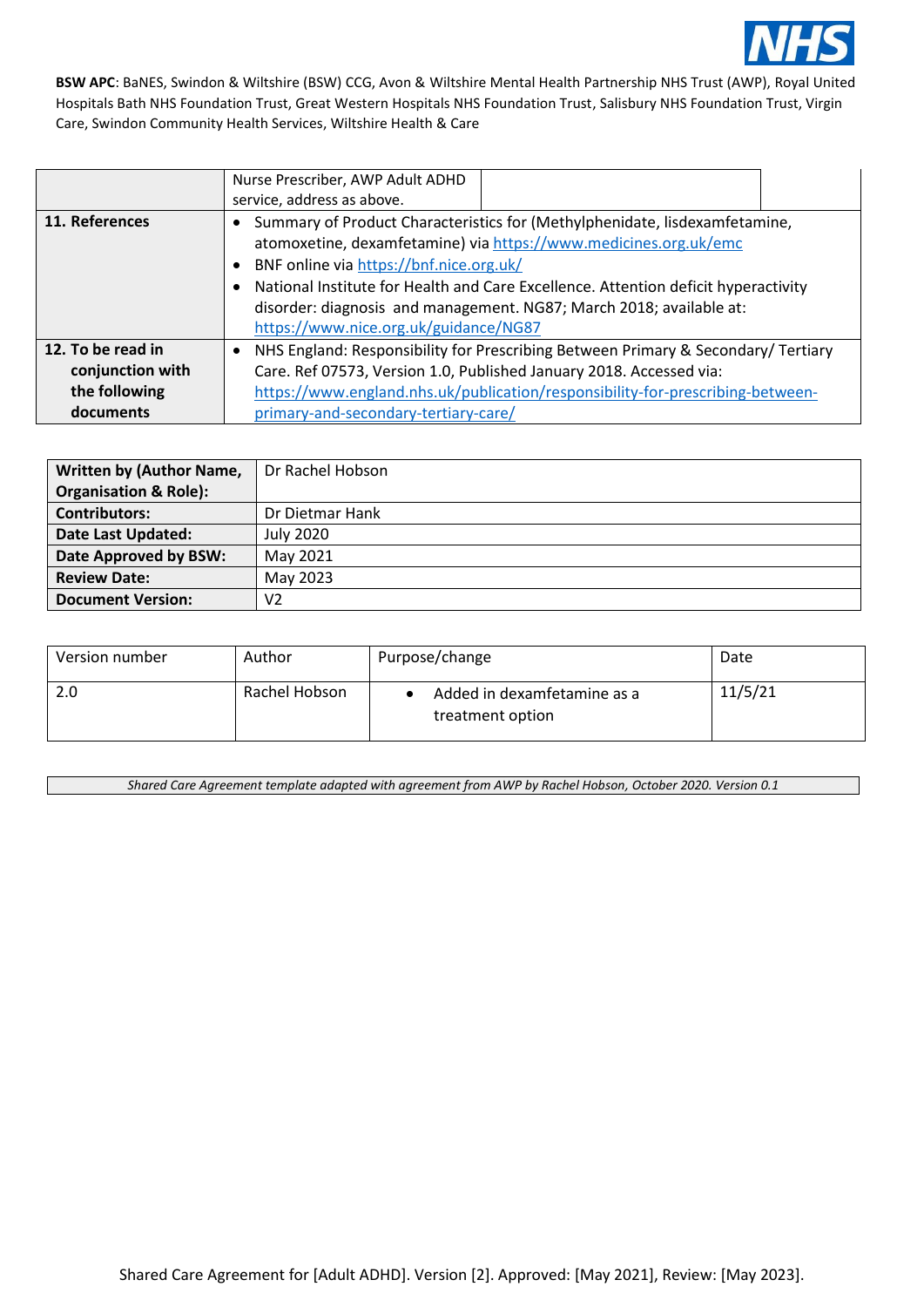**BSW APC**: BaNES, Swindon & Wiltshire (BSW) CCG, Avon & Wiltshire Mental Health Partnership NHS Trust (AWP), Royal United Hospitals Bath NHS Foundation Trust, Great Western Hospitals NHS Foundation Trust, Salisbury NHS Foundation Trust, Virgin Care, Swindon Community Health Services, Wiltshire Health & Care

| | | | |
|---|---|---|---|
| | Nurse Prescriber, AWP Adult ADHD service, address as above. | | |
| **11. References** | • Summary of Product Characteristics for (Methylphenidate, lisdexamfetamine, atomoxetine, dexamfetamine) via https://www.medicines.org.uk/emc<br>• BNF online via https://bnf.nice.org.uk/<br>• National Institute for Health and Care Excellence. Attention deficit hyperactivity disorder: diagnosis and management. NG87; March 2018; available at: https://www.nice.org.uk/guidance/NG87 | | |
| **12. To be read in conjunction with the following documents** | • NHS England: Responsibility for Prescribing Between Primary & Secondary/ Tertiary Care. Ref 07573, Version 1.0, Published January 2018. Accessed via: https://www.england.nhs.uk/publication/responsibility-for-prescribing-between-primary-and-secondary-tertiary-care/ | | |

| | |
|---|---|
| **Written by (Author Name, Organisation & Role):** | Dr Rachel Hobson |
| **Contributors:** | Dr Dietmar Hank |
| **Date Last Updated:** | July 2020 |
| **Date Approved by BSW:** | May 2021 |
| **Review Date:** | May 2023 |
| **Document Version:** | V2 |

| Version number | Author | Purpose/change | Date |
|---|---|---|---|
| 2.0 | Rachel Hobson | • Added in dexamfetamine as a treatment option | 11/5/21 |

*Shared Care Agreement template adapted with agreement from AWP by Rachel Hobson, October 2020. Version 0.1*

Shared Care Agreement for [Adult ADHD]. Version [2]. Approved: [May 2021], Review: [May 2023].